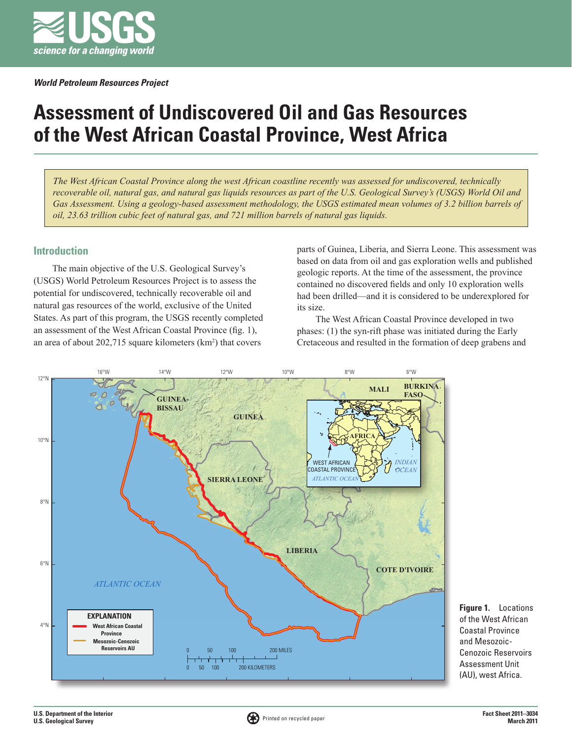*World Petroleum Resources Project*

# Assessment of Undiscovered Oil and Gas Resources of the West African Coastal Province, West Africa

*The West African Coastal Province along the west African coastline recently was assessed for undiscovered, technically recoverable oil, natural gas, and natural gas liquids resources as part of the U.S. Geological Survey's (USGS) World Oil and Gas Assessment. Using a geology-based assessment methodology, the USGS estimated mean volumes of 3.2 billion barrels of oil, 23.63 trillion cubic feet of natural gas, and 721 million barrels of natural gas liquids.*

## Introduction

The main objective of the U.S. Geological Survey's (USGS) World Petroleum Resources Project is to assess the potential for undiscovered, technically recoverable oil and natural gas resources of the world, exclusive of the United States. As part of this program, the USGS recently completed an assessment of the West African Coastal Province (fig. 1), an area of about 202,715 square kilometers (km$^2$) that covers parts of Guinea, Liberia, and Sierra Leone. This assessment was based on data from oil and gas exploration wells and published geologic reports. At the time of the assessment, the province contained no discovered fields and only 10 exploration wells had been drilled—and it is considered to be underexplored for its size.

The West African Coastal Province developed in two phases: (1) the syn-rift phase was initiated during the Early Cretaceous and resulted in the formation of deep grabens and

**Figure 1.** Locations of the West African Coastal Province and Mesozoic-Cenozoic Reservoirs Assessment Unit (AU), west Africa.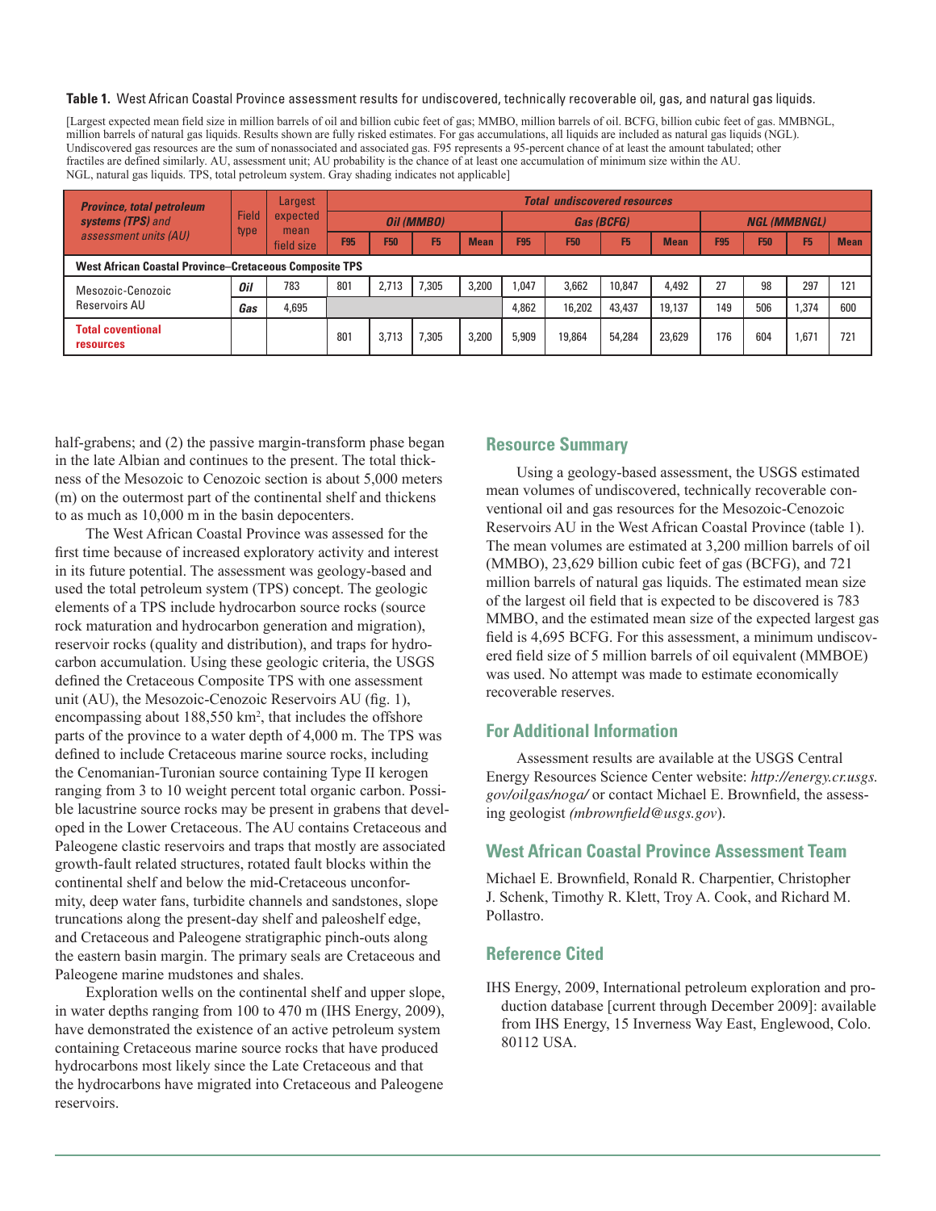**Table 1.** West African Coastal Province assessment results for undiscovered, technically recoverable oil, gas, and natural gas liquids.

[Largest expected mean field size in million barrels of oil and billion cubic feet of gas; MMBO, million barrels of oil. BCFG, billion cubic feet of gas. MMBNGL, million barrels of natural gas liquids. Results shown are fully risked estimates. For gas accumulations, all liquids are included as natural gas liquids (NGL). Undiscovered gas resources are the sum of nonassociated and associated gas. F95 represents a 95-percent chance of at least the amount tabulated; other fractiles are defined similarly. AU, assessment unit; AU probability is the chance of at least one accumulation of minimum size within the AU. NGL, natural gas liquids. TPS, total petroleum system. Gray shading indicates not applicable]

| Province, total petroleum systems (TPS) and assessment units (AU) | Field type | Largest expected mean field size | Total undiscovered resources | | | | | | | | | | | |
|---|---|---|---|---|---|---|---|---|---|---|---|---|---|---|
| | | | Oil (MMBO) | | | | Gas (BCFG) | | | | NGL (MMBNGL) | | | |
| | | | F95 | F50 | F5 | Mean | F95 | F50 | F5 | Mean | F95 | F50 | F5 | Mean |
| **West African Coastal Province–Cretaceous Composite TPS** | | | | | | | | | | | | | | |
| Mesozoic-Cenozoic Reservoirs AU | Oil | 783 | 801 | 2,713 | 7,305 | 3,200 | 1,047 | 3,662 | 10,847 | 4,492 | 27 | 98 | 297 | 121 |
| | Gas | 4,695 | | | | | 4,862 | 16,202 | 43,437 | 19,137 | 149 | 506 | 1,374 | 600 |
| **Total coventional resources** | | | 801 | 3,713 | 7,305 | 3,200 | 5,909 | 19,864 | 54,284 | 23,629 | 176 | 604 | 1,671 | 721 |

half-grabens; and (2) the passive margin-transform phase began in the late Albian and continues to the present. The total thickness of the Mesozoic to Cenozoic section is about 5,000 meters (m) on the outermost part of the continental shelf and thickens to as much as 10,000 m in the basin depocenters.

The West African Coastal Province was assessed for the first time because of increased exploratory activity and interest in its future potential. The assessment was geology-based and used the total petroleum system (TPS) concept. The geologic elements of a TPS include hydrocarbon source rocks (source rock maturation and hydrocarbon generation and migration), reservoir rocks (quality and distribution), and traps for hydrocarbon accumulation. Using these geologic criteria, the USGS defined the Cretaceous Composite TPS with one assessment unit (AU), the Mesozoic-Cenozoic Reservoirs AU (fig. 1), encompassing about 188,550 km$^2$, that includes the offshore parts of the province to a water depth of 4,000 m. The TPS was defined to include Cretaceous marine source rocks, including the Cenomanian-Turonian source containing Type II kerogen ranging from 3 to 10 weight percent total organic carbon. Possible lacustrine source rocks may be present in grabens that developed in the Lower Cretaceous. The AU contains Cretaceous and Paleogene clastic reservoirs and traps that mostly are associated growth-fault related structures, rotated fault blocks within the continental shelf and below the mid-Cretaceous unconformity, deep water fans, turbidite channels and sandstones, slope truncations along the present-day shelf and paleoshelf edge, and Cretaceous and Paleogene stratigraphic pinch-outs along the eastern basin margin. The primary seals are Cretaceous and Paleogene marine mudstones and shales.

Exploration wells on the continental shelf and upper slope, in water depths ranging from 100 to 470 m (IHS Energy, 2009), have demonstrated the existence of an active petroleum system containing Cretaceous marine source rocks that have produced hydrocarbons most likely since the Late Cretaceous and that the hydrocarbons have migrated into Cretaceous and Paleogene reservoirs.

## Resource Summary

Using a geology-based assessment, the USGS estimated mean volumes of undiscovered, technically recoverable conventional oil and gas resources for the Mesozoic-Cenozoic Reservoirs AU in the West African Coastal Province (table 1). The mean volumes are estimated at 3,200 million barrels of oil (MMBO), 23,629 billion cubic feet of gas (BCFG), and 721 million barrels of natural gas liquids. The estimated mean size of the largest oil field that is expected to be discovered is 783 MMBO, and the estimated mean size of the expected largest gas field is 4,695 BCFG. For this assessment, a minimum undiscovered field size of 5 million barrels of oil equivalent (MMBOE) was used. No attempt was made to estimate economically recoverable reserves.

## For Additional Information

Assessment results are available at the USGS Central Energy Resources Science Center website: *http://energy.cr.usgs.gov/oilgas/noga/* or contact Michael E. Brownfield, the assessing geologist *(mbrownfield@usgs.gov)*.

## West African Coastal Province Assessment Team

Michael E. Brownfield, Ronald R. Charpentier, Christopher J. Schenk, Timothy R. Klett, Troy A. Cook, and Richard M. Pollastro.

## Reference Cited

IHS Energy, 2009, International petroleum exploration and production database [current through December 2009]: available from IHS Energy, 15 Inverness Way East, Englewood, Colo. 80112 USA.